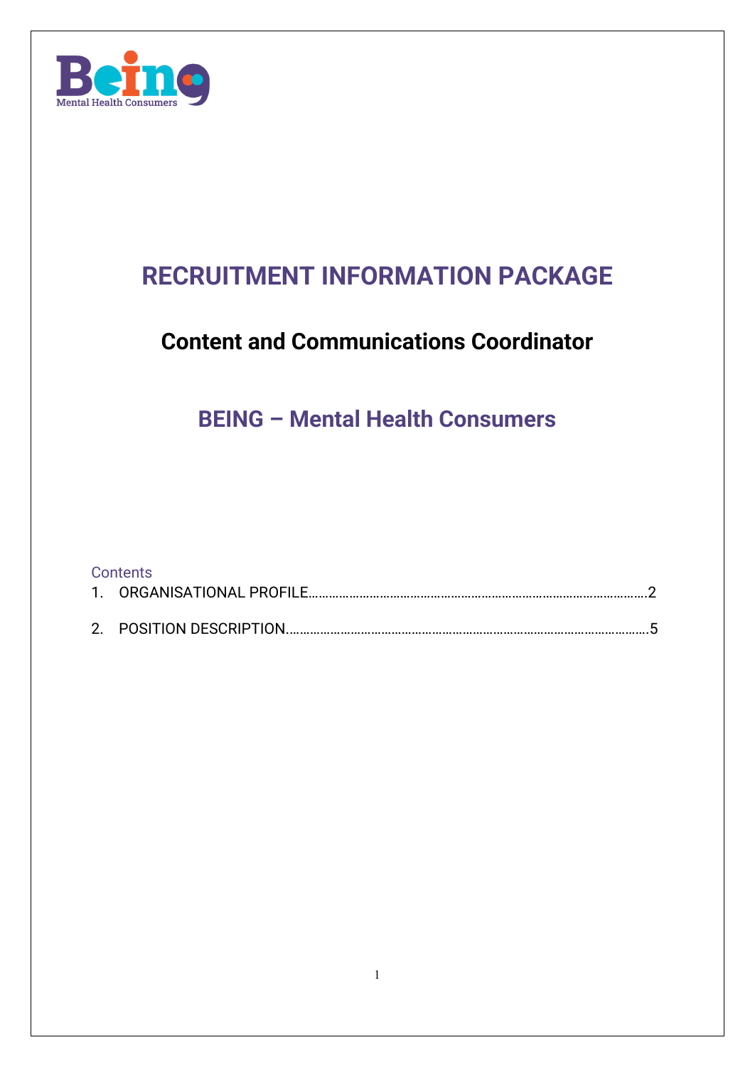# RECRUITMENT INFORMATION PACKAGE

## Content and Communications Coordinator

## BEING – Mental Health Consumers

Contents

1. ORGANISATIONAL PROFILE………………………………………………………………………………………2
2. POSITION DESCRIPTION…………………………………………………………………………………………5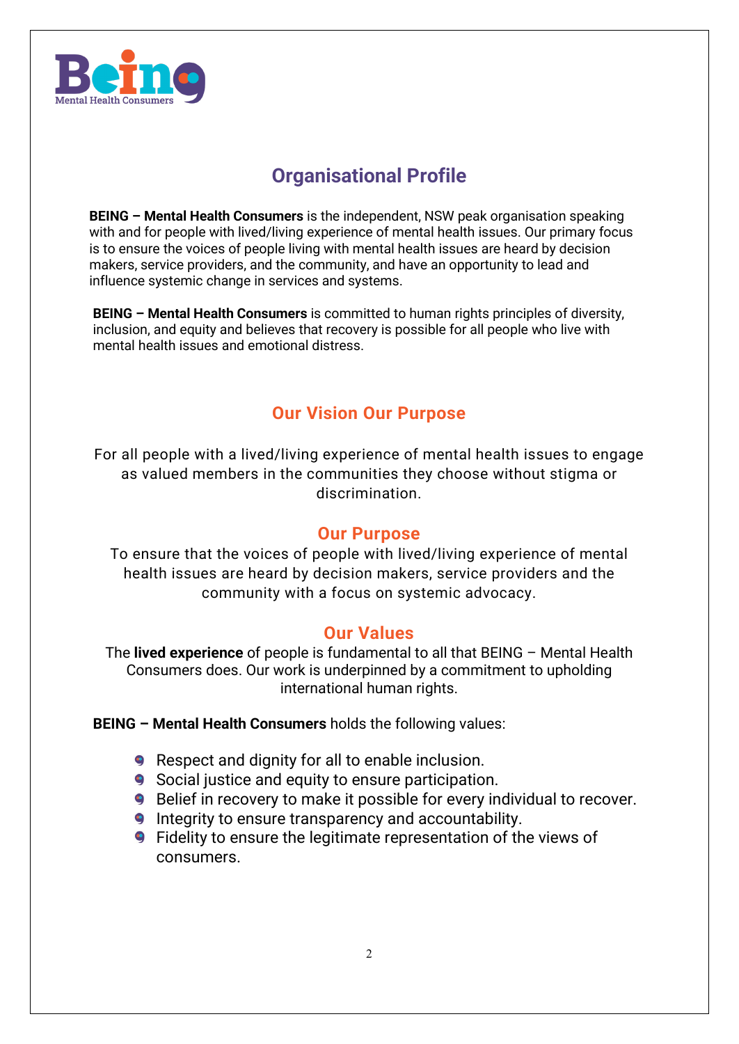# Organisational Profile

**BEING – Mental Health Consumers** is the independent, NSW peak organisation speaking with and for people with lived/living experience of mental health issues. Our primary focus is to ensure the voices of people living with mental health issues are heard by decision makers, service providers, and the community, and have an opportunity to lead and influence systemic change in services and systems.

**BEING – Mental Health Consumers** is committed to human rights principles of diversity, inclusion, and equity and believes that recovery is possible for all people who live with mental health issues and emotional distress.

## Our Vision Our Purpose

For all people with a lived/living experience of mental health issues to engage as valued members in the communities they choose without stigma or discrimination.

## Our Purpose

To ensure that the voices of people with lived/living experience of mental health issues are heard by decision makers, service providers and the community with a focus on systemic advocacy.

## Our Values

The **lived experience** of people is fundamental to all that BEING – Mental Health Consumers does. Our work is underpinned by a commitment to upholding international human rights.

**BEING – Mental Health Consumers** holds the following values:

- Respect and dignity for all to enable inclusion.
- Social justice and equity to ensure participation.
- Belief in recovery to make it possible for every individual to recover.
- Integrity to ensure transparency and accountability.
- Fidelity to ensure the legitimate representation of the views of consumers.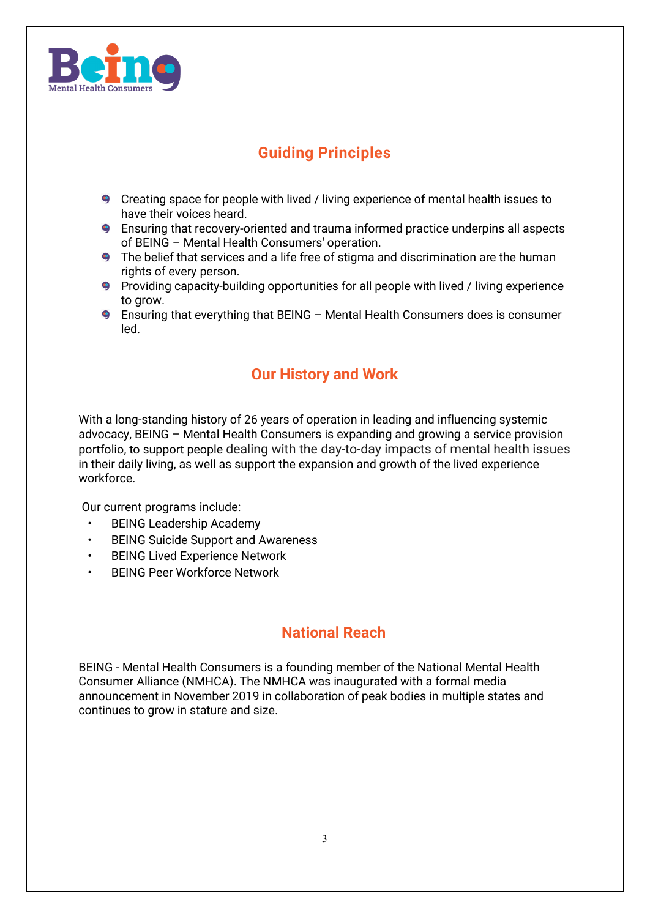## Guiding Principles

- Creating space for people with lived / living experience of mental health issues to have their voices heard.
- Ensuring that recovery-oriented and trauma informed practice underpins all aspects of BEING – Mental Health Consumers' operation.
- The belief that services and a life free of stigma and discrimination are the human rights of every person.
- Providing capacity-building opportunities for all people with lived / living experience to grow.
- Ensuring that everything that BEING – Mental Health Consumers does is consumer led.

## Our History and Work

With a long-standing history of 26 years of operation in leading and influencing systemic advocacy, BEING – Mental Health Consumers is expanding and growing a service provision portfolio, to support people dealing with the day-to-day impacts of mental health issues in their daily living, as well as support the expansion and growth of the lived experience workforce.

Our current programs include:

- BEING Leadership Academy
- BEING Suicide Support and Awareness
- BEING Lived Experience Network
- BEING Peer Workforce Network

## National Reach

BEING - Mental Health Consumers is a founding member of the National Mental Health Consumer Alliance (NMHCA). The NMHCA was inaugurated with a formal media announcement in November 2019 in collaboration of peak bodies in multiple states and continues to grow in stature and size.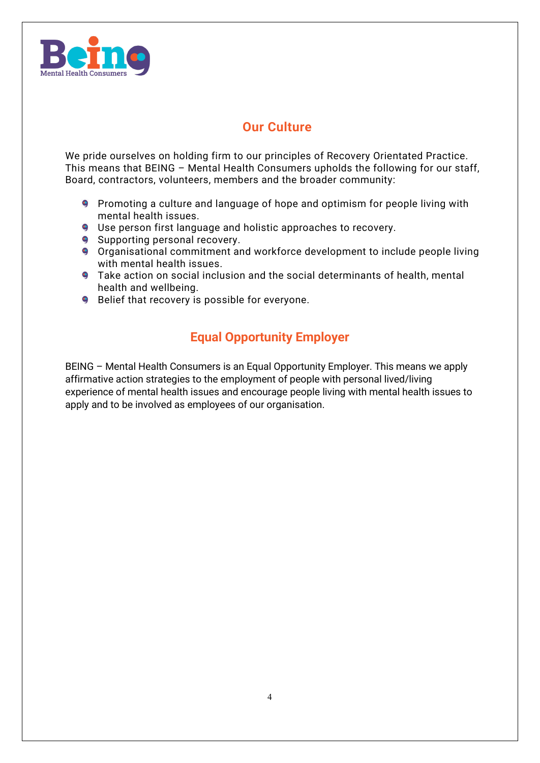## Our Culture

We pride ourselves on holding firm to our principles of Recovery Orientated Practice. This means that BEING – Mental Health Consumers upholds the following for our staff, Board, contractors, volunteers, members and the broader community:

- Promoting a culture and language of hope and optimism for people living with mental health issues.
- Use person first language and holistic approaches to recovery.
- Supporting personal recovery.
- Organisational commitment and workforce development to include people living with mental health issues.
- Take action on social inclusion and the social determinants of health, mental health and wellbeing.
- Belief that recovery is possible for everyone.

## Equal Opportunity Employer

BEING – Mental Health Consumers is an Equal Opportunity Employer. This means we apply affirmative action strategies to the employment of people with personal lived/living experience of mental health issues and encourage people living with mental health issues to apply and to be involved as employees of our organisation.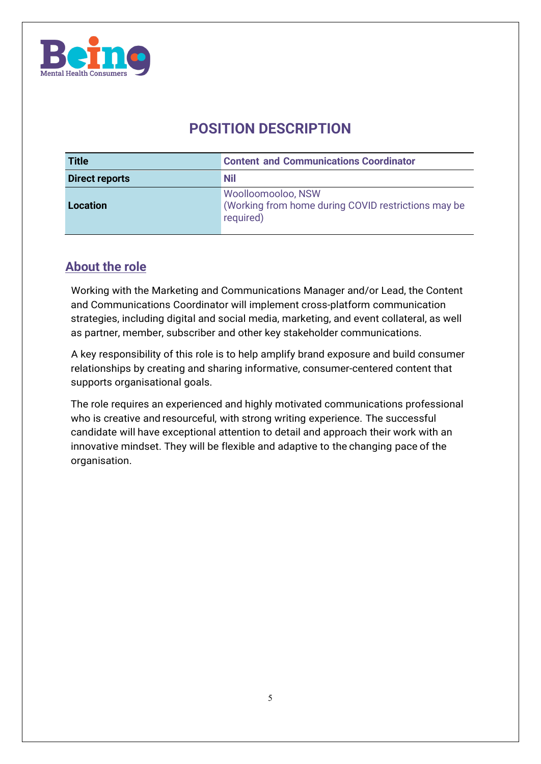Being
Mental Health Consumers

# POSITION DESCRIPTION

| Title | Content and Communications Coordinator |
|---|---|
| Direct reports | Nil |
| Location | Woolloomooloo, NSW<br>(Working from home during COVID restrictions may be required) |

## About the role

Working with the Marketing and Communications Manager and/or Lead, the Content and Communications Coordinator will implement cross-platform communication strategies, including digital and social media, marketing, and event collateral, as well as partner, member, subscriber and other key stakeholder communications.

A key responsibility of this role is to help amplify brand exposure and build consumer relationships by creating and sharing informative, consumer-centered content that supports organisational goals.

The role requires an experienced and highly motivated communications professional who is creative and resourceful, with strong writing experience. The successful candidate will have exceptional attention to detail and approach their work with an innovative mindset. They will be flexible and adaptive to the changing pace of the organisation.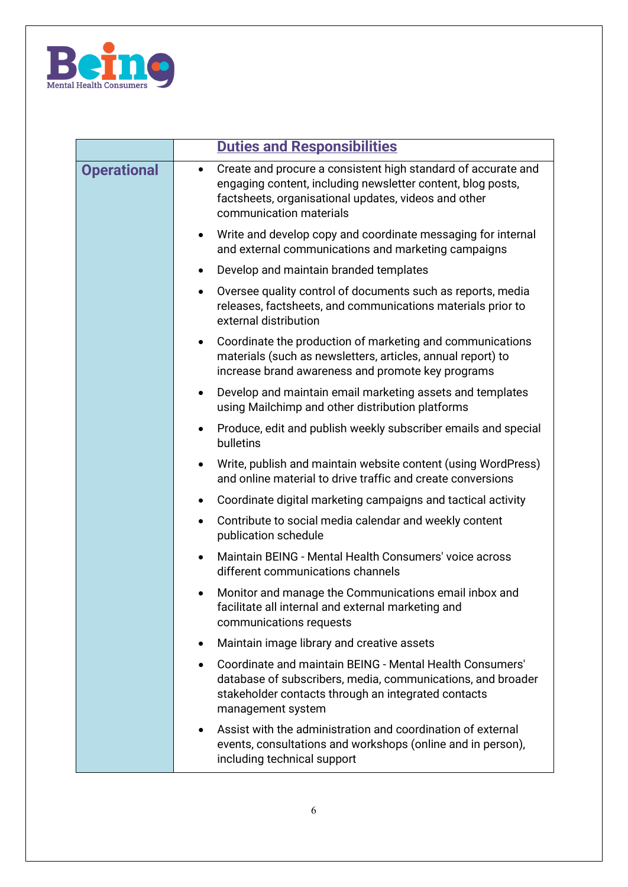| | Duties and Responsibilities |
|---|---|
| **Operational** | • Create and procure a consistent high standard of accurate and engaging content, including newsletter content, blog posts, factsheets, organisational updates, videos and other communication materials<br>• Write and develop copy and coordinate messaging for internal and external communications and marketing campaigns<br>• Develop and maintain branded templates<br>• Oversee quality control of documents such as reports, media releases, factsheets, and communications materials prior to external distribution<br>• Coordinate the production of marketing and communications materials (such as newsletters, articles, annual report) to increase brand awareness and promote key programs<br>• Develop and maintain email marketing assets and templates using Mailchimp and other distribution platforms<br>• Produce, edit and publish weekly subscriber emails and special bulletins<br>• Write, publish and maintain website content (using WordPress) and online material to drive traffic and create conversions<br>• Coordinate digital marketing campaigns and tactical activity<br>• Contribute to social media calendar and weekly content publication schedule<br>• Maintain BEING - Mental Health Consumers' voice across different communications channels<br>• Monitor and manage the Communications email inbox and facilitate all internal and external marketing and communications requests<br>• Maintain image library and creative assets<br>• Coordinate and maintain BEING - Mental Health Consumers' database of subscribers, media, communications, and broader stakeholder contacts through an integrated contacts management system<br>• Assist with the administration and coordination of external events, consultations and workshops (online and in person), including technical support |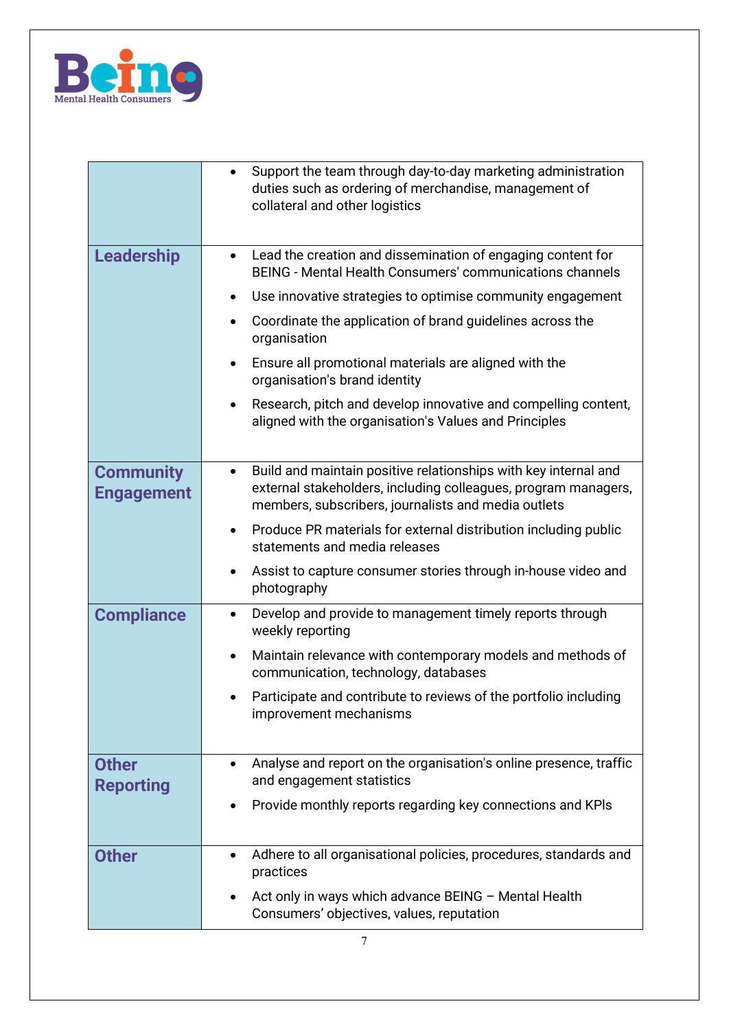| | |
|---|---|
| | • Support the team through day-to-day marketing administration duties such as ordering of merchandise, management of collateral and other logistics |
| **Leadership** | • Lead the creation and dissemination of engaging content for BEING - Mental Health Consumers' communications channels<br>• Use innovative strategies to optimise community engagement<br>• Coordinate the application of brand guidelines across the organisation<br>• Ensure all promotional materials are aligned with the organisation's brand identity<br>• Research, pitch and develop innovative and compelling content, aligned with the organisation's Values and Principles |
| **Community Engagement** | • Build and maintain positive relationships with key internal and external stakeholders, including colleagues, program managers, members, subscribers, journalists and media outlets<br>• Produce PR materials for external distribution including public statements and media releases<br>• Assist to capture consumer stories through in-house video and photography |
| **Compliance** | • Develop and provide to management timely reports through weekly reporting<br>• Maintain relevance with contemporary models and methods of communication, technology, databases<br>• Participate and contribute to reviews of the portfolio including improvement mechanisms |
| **Other Reporting** | • Analyse and report on the organisation's online presence, traffic and engagement statistics<br>• Provide monthly reports regarding key connections and KPIs |
| **Other** | • Adhere to all organisational policies, procedures, standards and practices<br>• Act only in ways which advance BEING – Mental Health Consumers' objectives, values, reputation |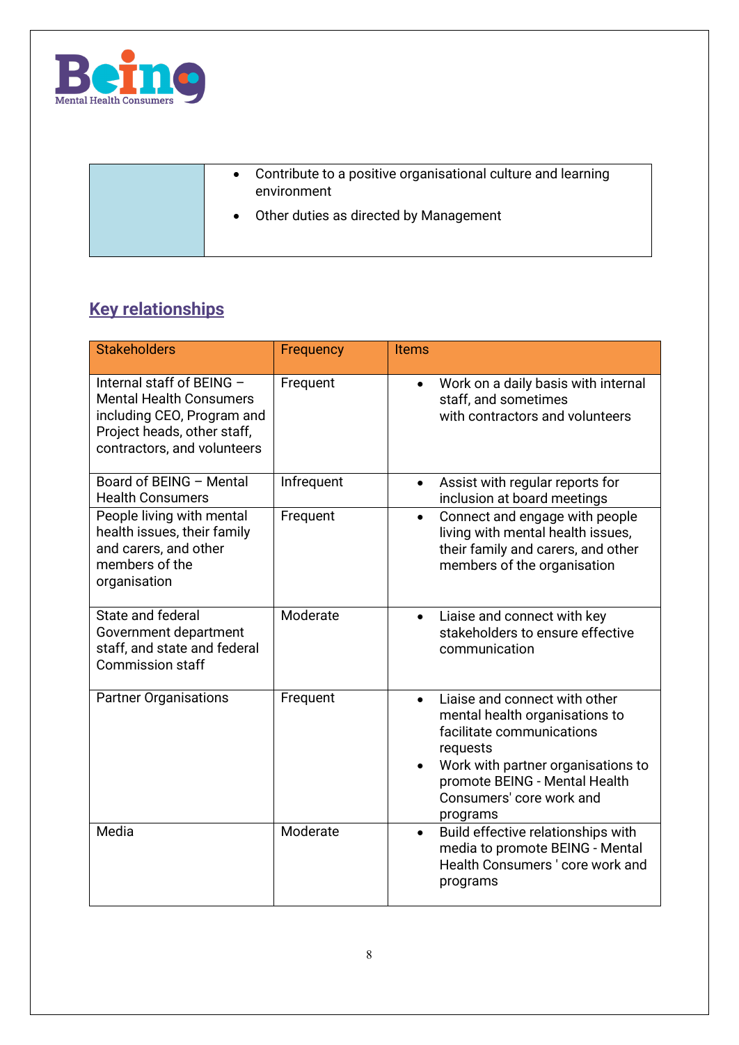| | |
|---|---|
| | • Contribute to a positive organisational culture and learning environment<br>• Other duties as directed by Management |

## Key relationships

| Stakeholders | Frequency | Items |
|---|---|---|
| Internal staff of BEING – Mental Health Consumers including CEO, Program and Project heads, other staff, contractors, and volunteers | Frequent | • Work on a daily basis with internal staff, and sometimes with contractors and volunteers |
| Board of BEING – Mental Health Consumers | Infrequent | • Assist with regular reports for inclusion at board meetings |
| People living with mental health issues, their family and carers, and other members of the organisation | Frequent | • Connect and engage with people living with mental health issues, their family and carers, and other members of the organisation |
| State and federal Government department staff, and state and federal Commission staff | Moderate | • Liaise and connect with key stakeholders to ensure effective communication |
| Partner Organisations | Frequent | • Liaise and connect with other mental health organisations to facilitate communications requests<br>• Work with partner organisations to promote BEING - Mental Health Consumers' core work and programs |
| Media | Moderate | • Build effective relationships with media to promote BEING - Mental Health Consumers ' core work and programs |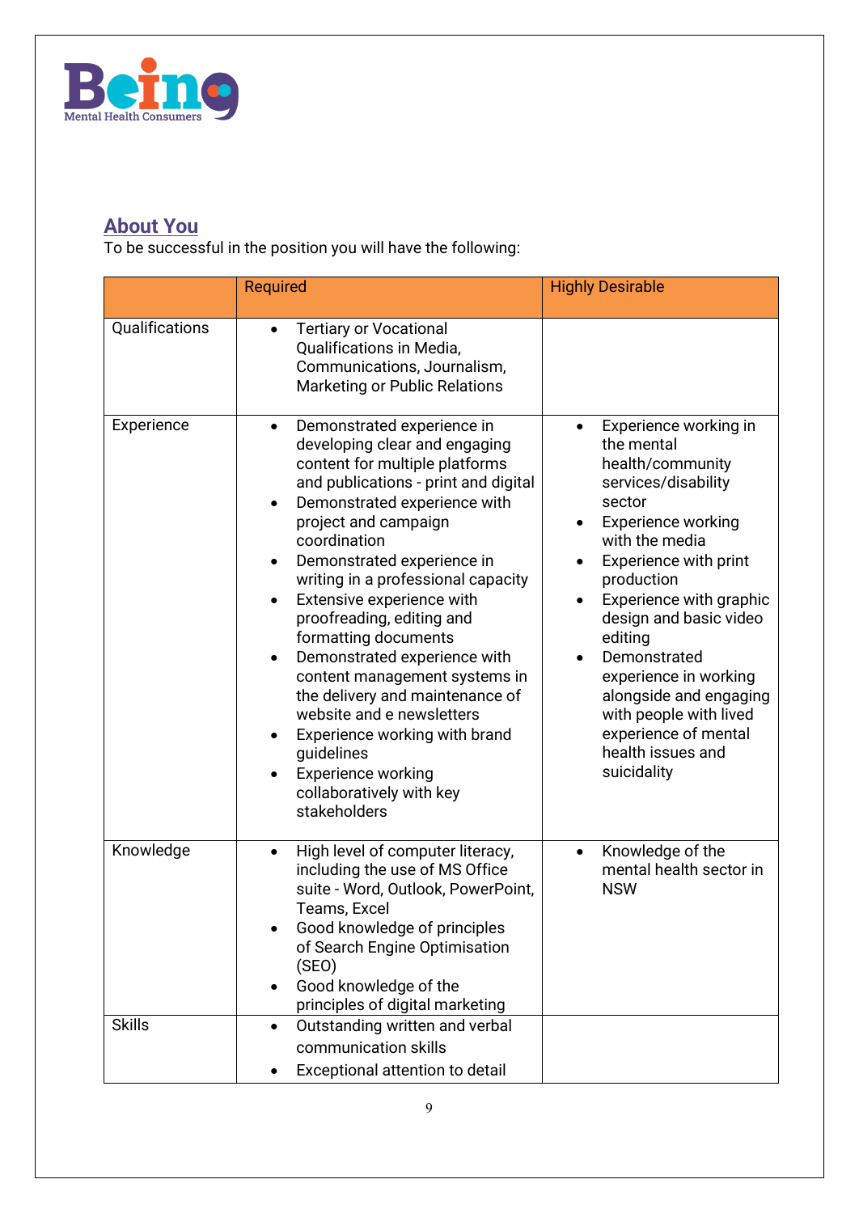## About You

To be successful in the position you will have the following:

| | Required | Highly Desirable |
|---|---|---|
| Qualifications | • Tertiary or Vocational Qualifications in Media, Communications, Journalism, Marketing or Public Relations | |
| Experience | • Demonstrated experience in developing clear and engaging content for multiple platforms and publications - print and digital<br>• Demonstrated experience with project and campaign coordination<br>• Demonstrated experience in writing in a professional capacity<br>• Extensive experience with proofreading, editing and formatting documents<br>• Demonstrated experience with content management systems in the delivery and maintenance of website and e newsletters<br>• Experience working with brand guidelines<br>• Experience working collaboratively with key stakeholders | • Experience working in the mental health/community services/disability sector<br>• Experience working with the media<br>• Experience with print production<br>• Experience with graphic design and basic video editing<br>• Demonstrated experience in working alongside and engaging with people with lived experience of mental health issues and suicidality |
| Knowledge | • High level of computer literacy, including the use of MS Office suite - Word, Outlook, PowerPoint, Teams, Excel<br>• Good knowledge of principles of Search Engine Optimisation (SEO)<br>• Good knowledge of the principles of digital marketing | • Knowledge of the mental health sector in NSW |
| Skills | • Outstanding written and verbal communication skills<br>• Exceptional attention to detail | |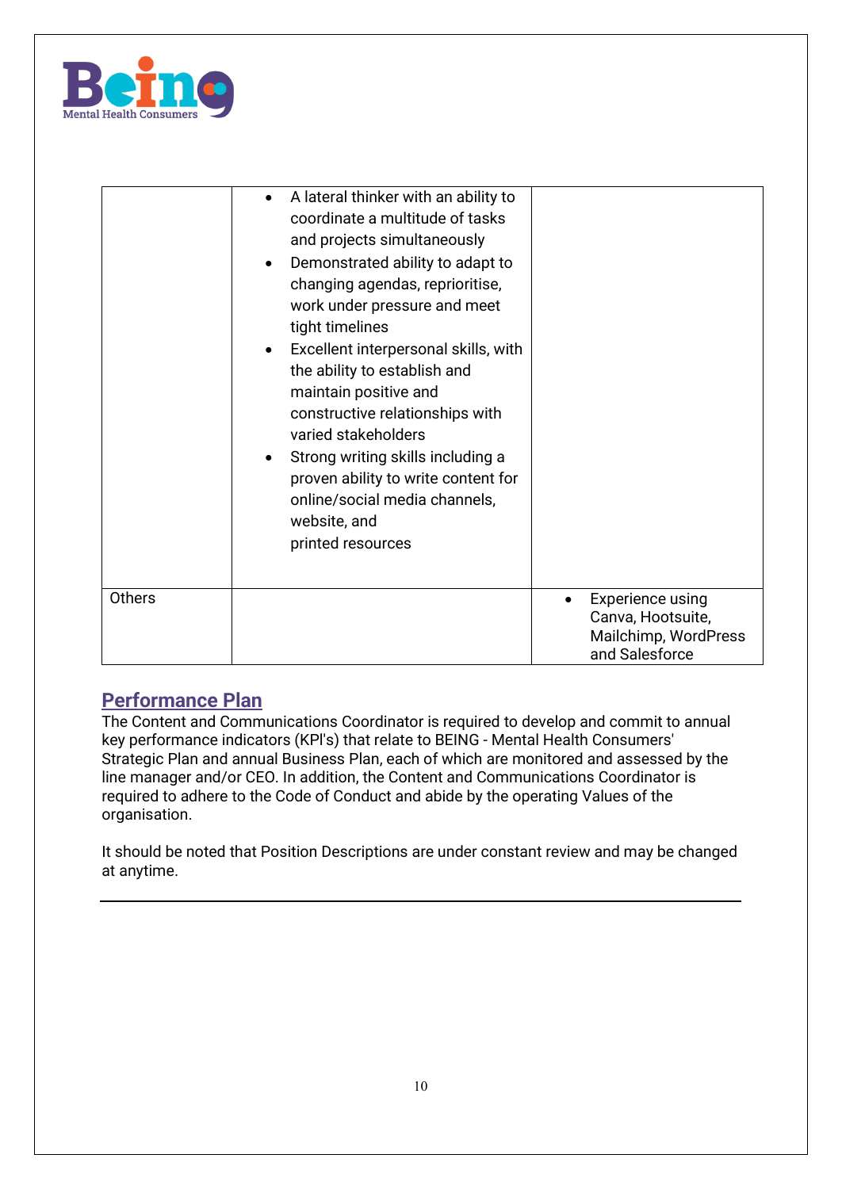| | | |
|---|---|---|
| | • A lateral thinker with an ability to coordinate a multitude of tasks and projects simultaneously<br>• Demonstrated ability to adapt to changing agendas, reprioritise, work under pressure and meet tight timelines<br>• Excellent interpersonal skills, with the ability to establish and maintain positive and constructive relationships with varied stakeholders<br>• Strong writing skills including a proven ability to write content for online/social media channels, website, and printed resources | |
| Others | | • Experience using Canva, Hootsuite, Mailchimp, WordPress and Salesforce |

## Performance Plan

The Content and Communications Coordinator is required to develop and commit to annual key performance indicators (KPI's) that relate to BEING - Mental Health Consumers' Strategic Plan and annual Business Plan, each of which are monitored and assessed by the line manager and/or CEO. In addition, the Content and Communications Coordinator is required to adhere to the Code of Conduct and abide by the operating Values of the organisation.

It should be noted that Position Descriptions are under constant review and may be changed at anytime.